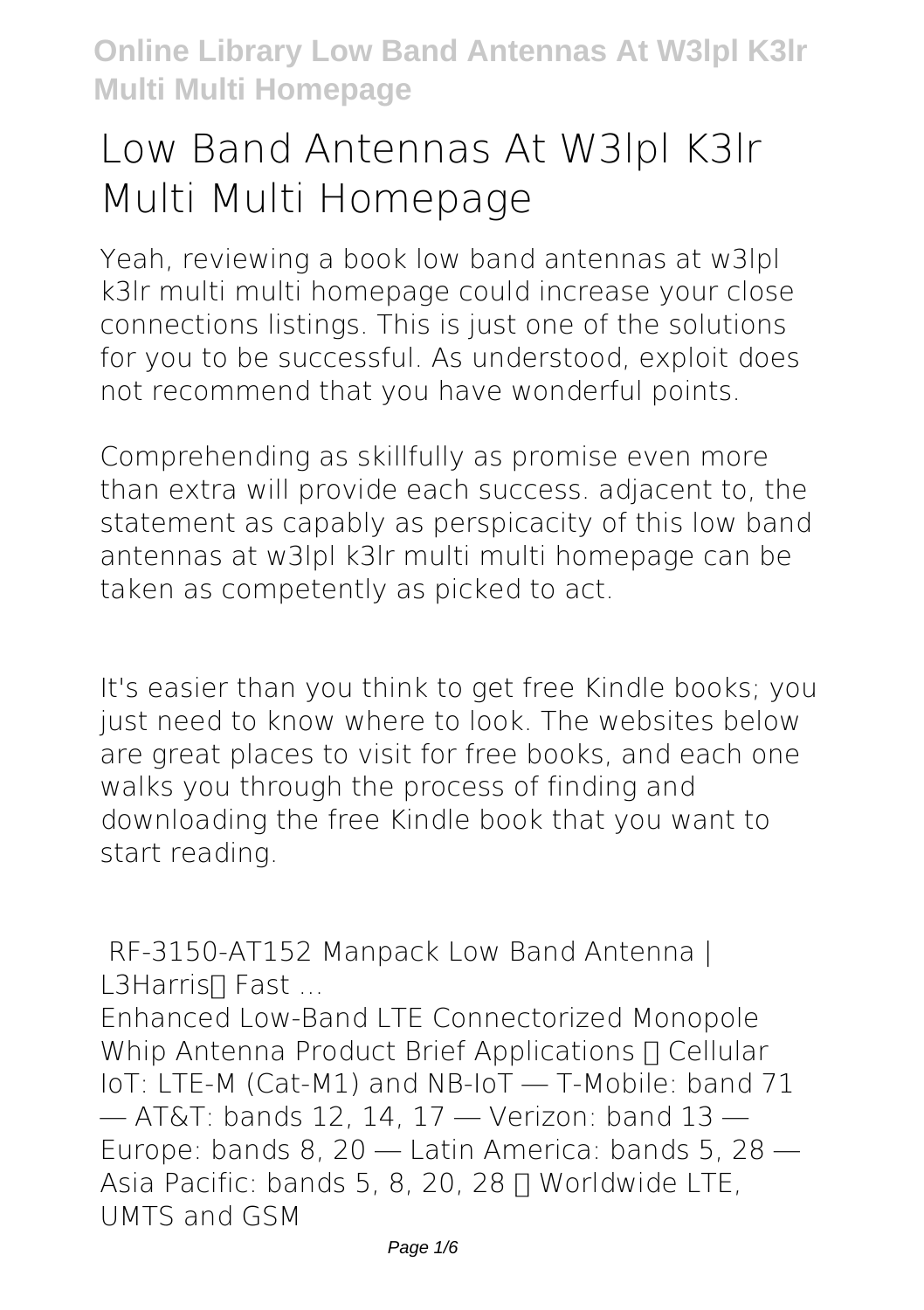// Low Band Antennas At W3lpl K3lr Multi Multi Homepage

Yeah, reviewing a book low band antennas at w3lpl k3lr multi multi homepage could increase your close connections listings. This is just one of the solutions for you to be successful. As understood, exploit does not recommend that you have wonderful points.

Comprehending as skillfully as promise even more than extra will provide each success. adjacent to, the statement as capably as perspicacity of this low band antennas at w3lpl k3lr multi multi homepage can be taken as competently as picked to act.

It's easier than you think to get free Kindle books; you just need to know where to look. The websites below are great places to visit for free books, and each one walks you through the process of finding and downloading the free Kindle book that you want to start reading.

**RF-3150-AT152 Manpack Low Band Antenna | L3Harris™ Fast ...**

Enhanced Low-Band LTE Connectorized Monopole Whip Antenna Product Brief Applications ▪ Cellular IoT: LTE-M (Cat-M1) and NB-IoT — T-Mobile: band 71 — AT&T: bands 12, 14, 17 — Verizon: band 13 — Europe: bands 8, 20 — Latin America: bands 5, 28 — Asia Pacific: bands 5, 8, 20, 28 ▪ Worldwide LTE, UMTS and GSM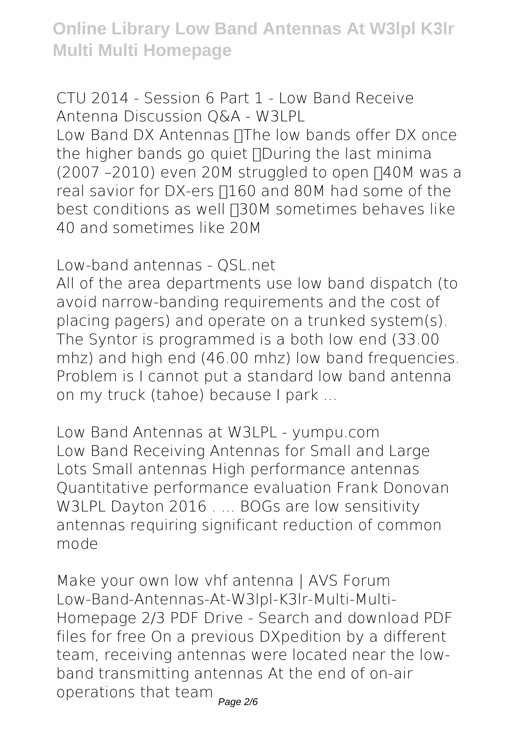**CTU 2014 - Session 6 Part 1 - Low Band Receive Antenna Discussion Q&A - W3LPL**

Low Band DX Antennas The low bands offer DX once the higher bands go quiet During the last minima (2007 –2010) even 20M struggled to open 40M was a real savior for DX-ers 160 and 80M had some of the best conditions as well 30M sometimes behaves like 40 and sometimes like 20M

**Low-band antennas - QSL.net**

All of the area departments use low band dispatch (to avoid narrow-banding requirements and the cost of placing pagers) and operate on a trunked system(s). The Syntor is programmed is a both low end (33.00 mhz) and high end (46.00 mhz) low band frequencies. Problem is I cannot put a standard low band antenna on my truck (tahoe) because I park ...

**Low Band Antennas at W3LPL - yumpu.com**

Low Band Receiving Antennas for Small and Large Lots Small antennas High performance antennas Quantitative performance evaluation Frank Donovan W3LPL Dayton 2016 . ... BOGs are low sensitivity antennas requiring significant reduction of common mode

**Make your own low vhf antenna | AVS Forum**

Low-Band-Antennas-At-W3lpl-K3lr-Multi-Multi-Homepage 2/3 PDF Drive - Search and download PDF files for free On a previous DXpedition by a different team, receiving antennas were located near the low-band transmitting antennas At the end of on-air operations that team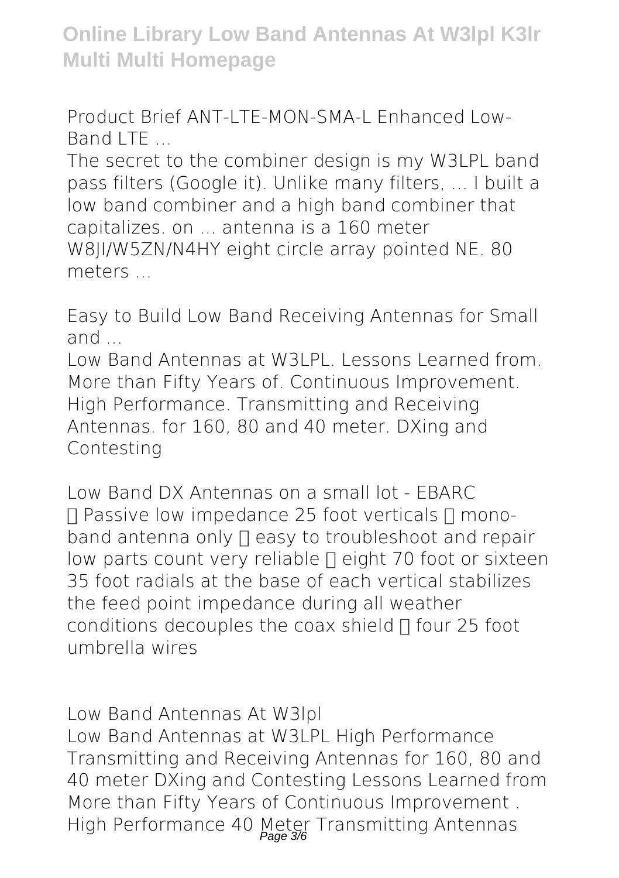**Product Brief ANT-LTE-MON-SMA-L Enhanced Low-Band LTE ...**

The secret to the combiner design is my W3LPL band pass filters (Google it). Unlike many filters, ... I built a low band combiner and a high band combiner that capitalizes. on ... antenna is a 160 meter W8JI/W5ZN/N4HY eight circle array pointed NE. 80 meters ...

**Easy to Build Low Band Receiving Antennas for Small and ...**

Low Band Antennas at W3LPL. Lessons Learned from. More than Fifty Years of. Continuous Improvement. High Performance. Transmitting and Receiving Antennas. for 160, 80 and 40 meter. DXing and Contesting

**Low Band DX Antennas on a small lot - EBARC**

 Passive low impedance 25 foot verticals  mono-band antenna only  easy to troubleshoot and repair low parts count very reliable  eight 70 foot or sixteen 35 foot radials at the base of each vertical stabilizes the feed point impedance during all weather conditions decouples the coax shield  four 25 foot umbrella wires

**Low Band Antennas At W3lpl**

Low Band Antennas at W3LPL High Performance Transmitting and Receiving Antennas for 160, 80 and 40 meter DXing and Contesting Lessons Learned from More than Fifty Years of Continuous Improvement . High Performance 40 Meter Transmitting Antennas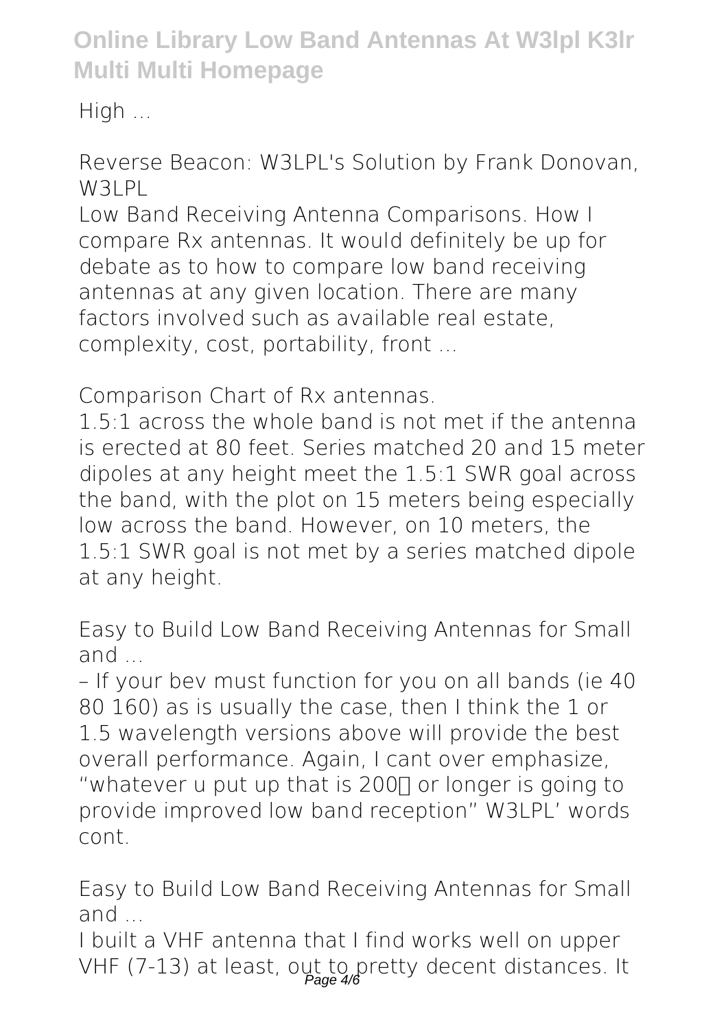High ...

**Reverse Beacon: W3LPL's Solution by Frank Donovan, W3LPL**

Low Band Receiving Antenna Comparisons. How I compare Rx antennas. It would definitely be up for debate as to how to compare low band receiving antennas at any given location. There are many factors involved such as available real estate, complexity, cost, portability, front ...

**Comparison Chart of Rx antennas.**

1.5:1 across the whole band is not met if the antenna is erected at 80 feet. Series matched 20 and 15 meter dipoles at any height meet the 1.5:1 SWR goal across the band, with the plot on 15 meters being especially low across the band. However, on 10 meters, the 1.5:1 SWR goal is not met by a series matched dipole at any height.

**Easy to Build Low Band Receiving Antennas for Small and ...**

– If your bev must function for you on all bands (ie 40 80 160) as is usually the case, then I think the 1 or 1.5 wavelength versions above will provide the best overall performance. Again, I cant over emphasize, "whatever u put up that is 200′ or longer is going to provide improved low band reception" W3LPL' words cont.

**Easy to Build Low Band Receiving Antennas for Small and ...**

I built a VHF antenna that I find works well on upper VHF (7-13) at least, out to pretty decent distances. It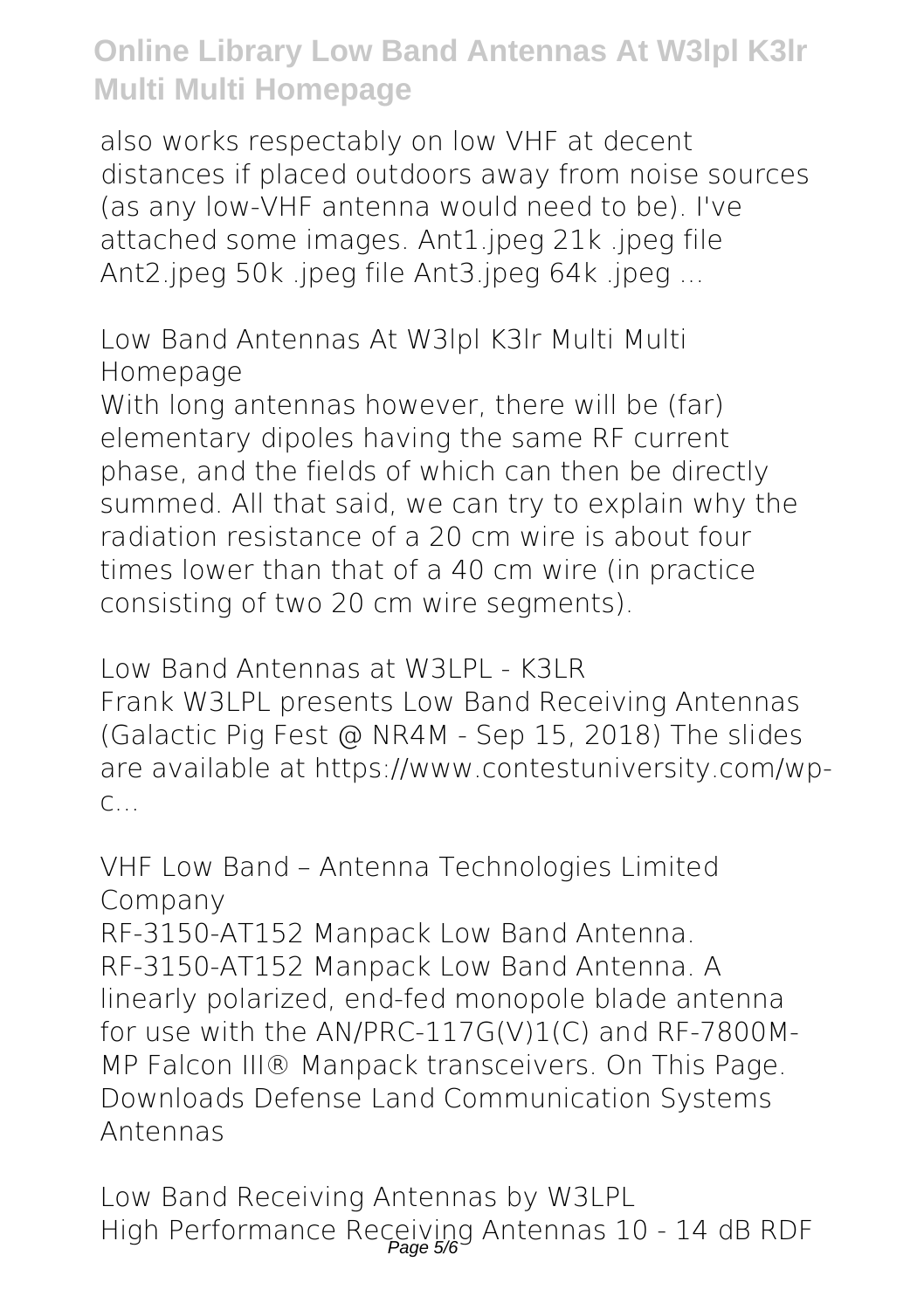also works respectably on low VHF at decent distances if placed outdoors away from noise sources (as any low-VHF antenna would need to be). I've attached some images. Ant1.jpeg 21k .jpeg file Ant2.jpeg 50k .jpeg file Ant3.jpeg 64k .jpeg ...

## Low Band Antennas At W3lpl K3lr Multi Multi Homepage

With long antennas however, there will be (far) elementary dipoles having the same RF current phase, and the fields of which can then be directly summed. All that said, we can try to explain why the radiation resistance of a 20 cm wire is about four times lower than that of a 40 cm wire (in practice consisting of two 20 cm wire segments).

## Low Band Antennas at W3LPL - K3LR

Frank W3LPL presents Low Band Receiving Antennas (Galactic Pig Fest @ NR4M - Sep 15, 2018) The slides are available at https://www.contestuniversity.com/wp-c...

## VHF Low Band – Antenna Technologies Limited Company

RF-3150-AT152 Manpack Low Band Antenna. RF-3150-AT152 Manpack Low Band Antenna. A linearly polarized, end-fed monopole blade antenna for use with the AN/PRC-117G(V)1(C) and RF-7800M-MP Falcon III® Manpack transceivers. On This Page. Downloads Defense Land Communication Systems Antennas

## Low Band Receiving Antennas by W3LPL

High Performance Receiving Antennas 10 - 14 dB RDF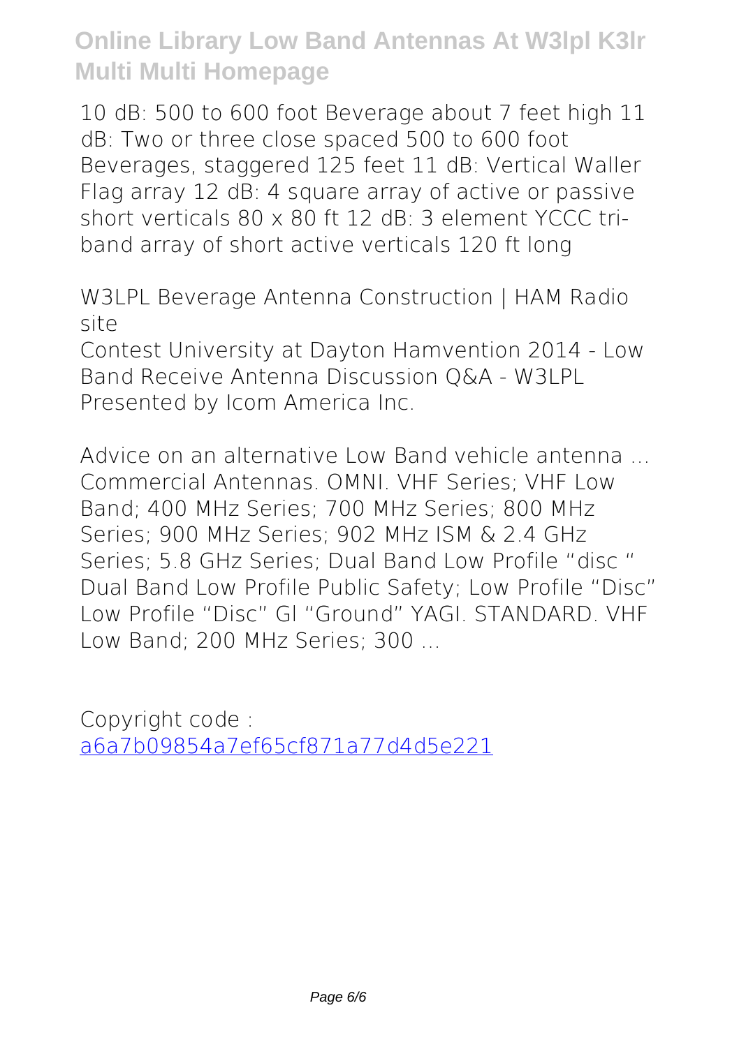10 dB: 500 to 600 foot Beverage about 7 feet high 11 dB: Two or three close spaced 500 to 600 foot Beverages, staggered 125 feet 11 dB: Vertical Waller Flag array 12 dB: 4 square array of active or passive short verticals 80 x 80 ft 12 dB: 3 element YCCC tri-band array of short active verticals 120 ft long

W3LPL Beverage Antenna Construction | HAM Radio site

Contest University at Dayton Hamvention 2014 - Low Band Receive Antenna Discussion Q&A - W3LPL Presented by Icom America Inc.

Advice on an alternative Low Band vehicle antenna ...

Commercial Antennas. OMNI. VHF Series; VHF Low Band; 400 MHz Series; 700 MHz Series; 800 MHz Series; 900 MHz Series; 902 MHz ISM & 2.4 GHz Series; 5.8 GHz Series; Dual Band Low Profile "disc " Dual Band Low Profile Public Safety; Low Profile "Disc" Low Profile "Disc" GI "Ground" YAGI. STANDARD. VHF Low Band; 200 MHz Series; 300 ...

Copyright code : a6a7b09854a7ef65cf871a77d4d5e221